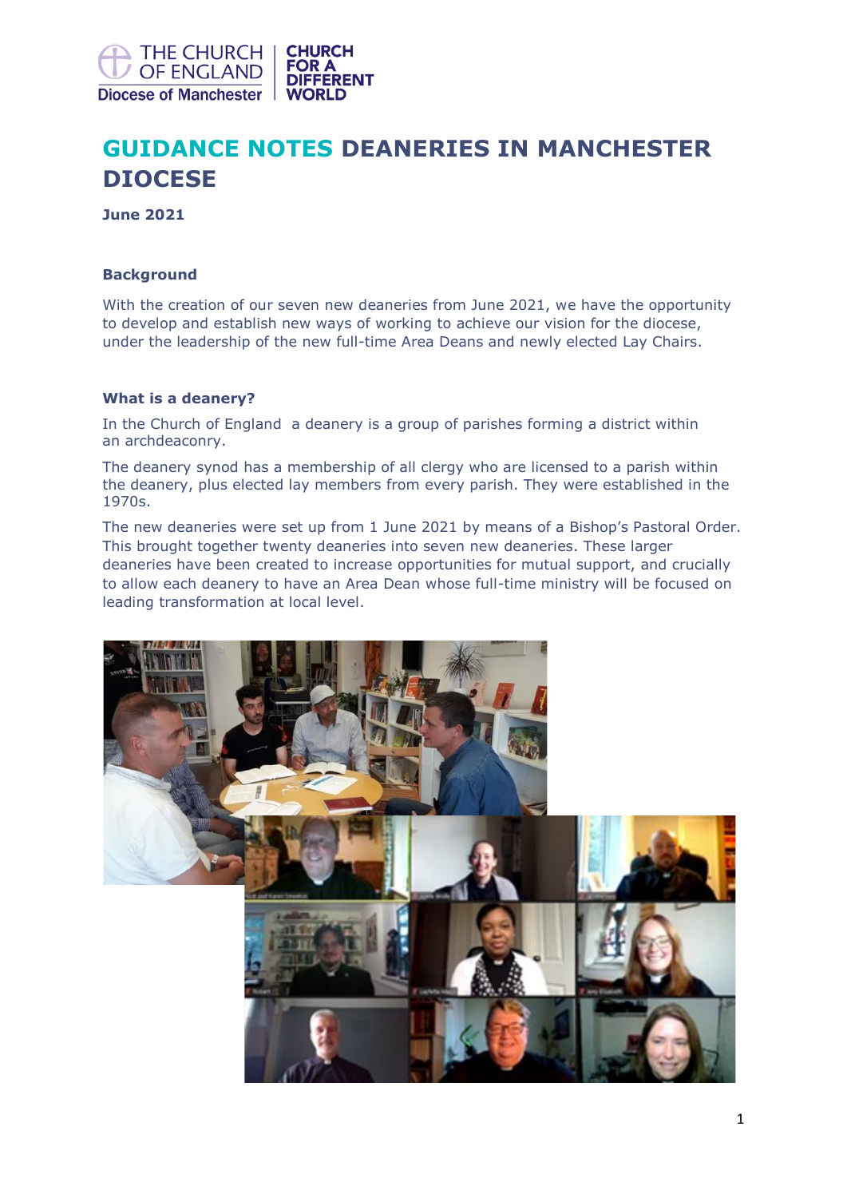# GUIDANCE NOTES DEANERIES IN MANCHESTER DIOCESE

**June 2021**

### Background

With the creation of our seven new deaneries from June 2021, we have the opportunity to develop and establish new ways of working to achieve our vision for the diocese, under the leadership of the new full-time Area Deans and newly elected Lay Chairs.

### What is a deanery?

In the Church of England a deanery is a group of parishes forming a district within an archdeaconry.

The deanery synod has a membership of all clergy who are licensed to a parish within the deanery, plus elected lay members from every parish. They were established in the 1970s.

The new deaneries were set up from 1 June 2021 by means of a Bishop's Pastoral Order. This brought together twenty deaneries into seven new deaneries. These larger deaneries have been created to increase opportunities for mutual support, and crucially to allow each deanery to have an Area Dean whose full-time ministry will be focused on leading transformation at local level.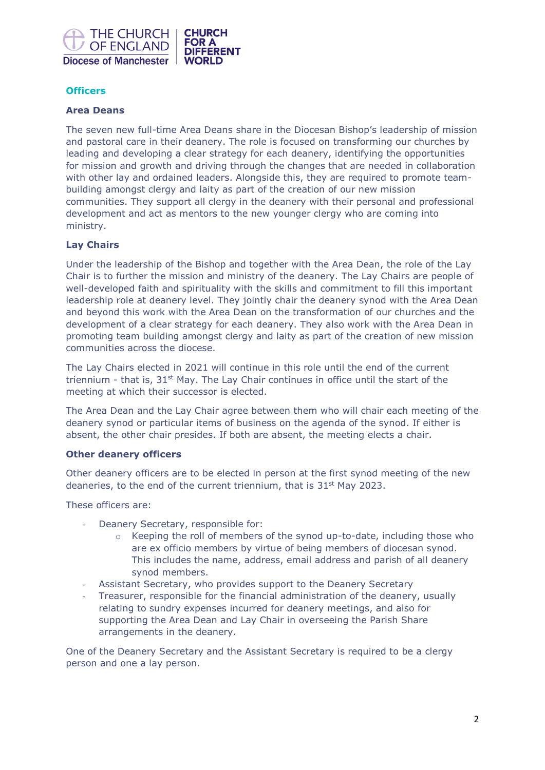## Officers

### Area Deans

The seven new full-time Area Deans share in the Diocesan Bishop's leadership of mission and pastoral care in their deanery. The role is focused on transforming our churches by leading and developing a clear strategy for each deanery, identifying the opportunities for mission and growth and driving through the changes that are needed in collaboration with other lay and ordained leaders. Alongside this, they are required to promote team-building amongst clergy and laity as part of the creation of our new mission communities. They support all clergy in the deanery with their personal and professional development and act as mentors to the new younger clergy who are coming into ministry.

### Lay Chairs

Under the leadership of the Bishop and together with the Area Dean, the role of the Lay Chair is to further the mission and ministry of the deanery. The Lay Chairs are people of well-developed faith and spirituality with the skills and commitment to fill this important leadership role at deanery level. They jointly chair the deanery synod with the Area Dean and beyond this work with the Area Dean on the transformation of our churches and the development of a clear strategy for each deanery. They also work with the Area Dean in promoting team building amongst clergy and laity as part of the creation of new mission communities across the diocese.

The Lay Chairs elected in 2021 will continue in this role until the end of the current triennium - that is, 31st May. The Lay Chair continues in office until the start of the meeting at which their successor is elected.

The Area Dean and the Lay Chair agree between them who will chair each meeting of the deanery synod or particular items of business on the agenda of the synod. If either is absent, the other chair presides. If both are absent, the meeting elects a chair.

### Other deanery officers

Other deanery officers are to be elected in person at the first synod meeting of the new deaneries, to the end of the current triennium, that is 31st May 2023.

These officers are:

- Deanery Secretary, responsible for:
  - Keeping the roll of members of the synod up-to-date, including those who are ex officio members by virtue of being members of diocesan synod. This includes the name, address, email address and parish of all deanery synod members.
- Assistant Secretary, who provides support to the Deanery Secretary
- Treasurer, responsible for the financial administration of the deanery, usually relating to sundry expenses incurred for deanery meetings, and also for supporting the Area Dean and Lay Chair in overseeing the Parish Share arrangements in the deanery.

One of the Deanery Secretary and the Assistant Secretary is required to be a clergy person and one a lay person.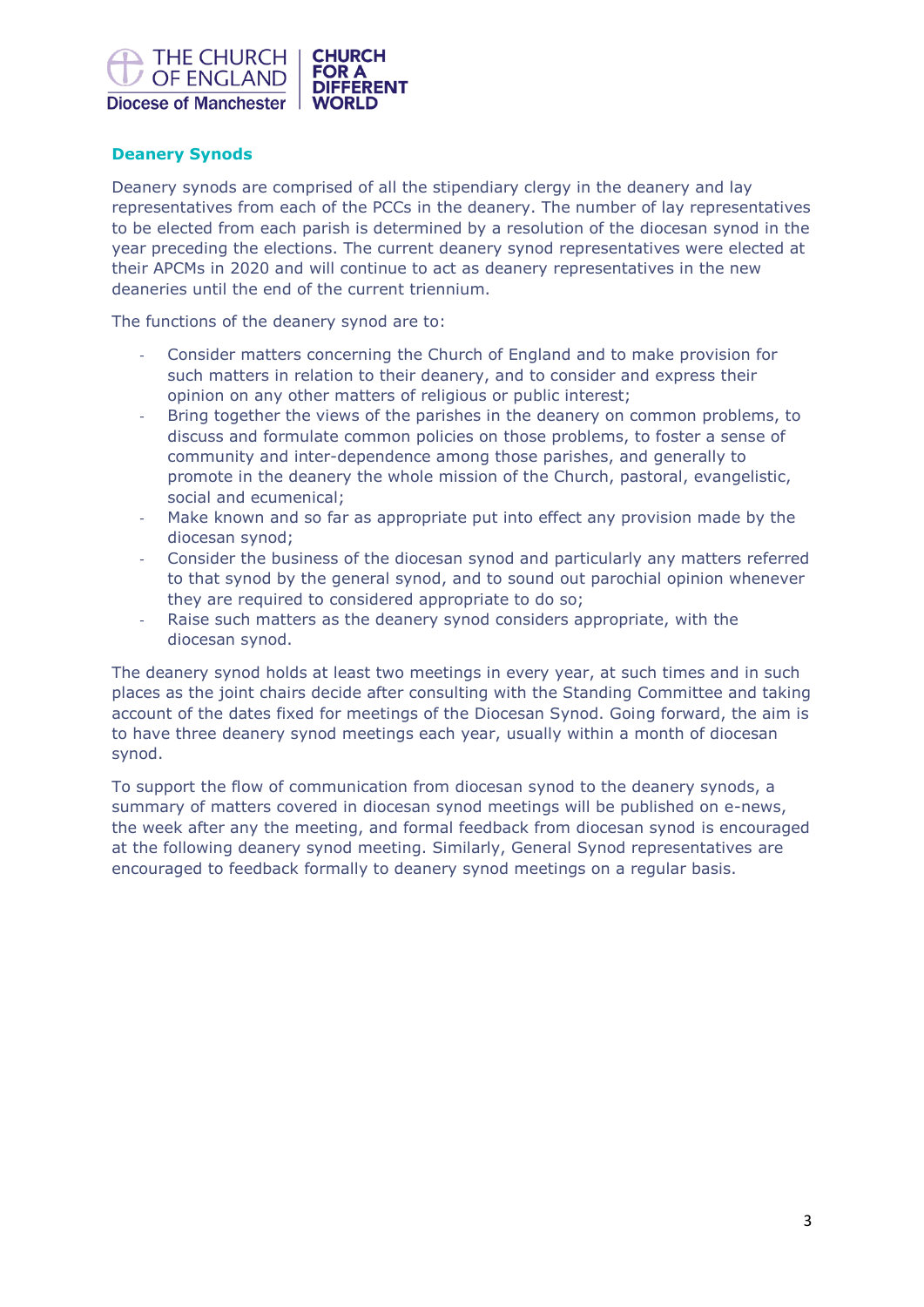## Deanery Synods

Deanery synods are comprised of all the stipendiary clergy in the deanery and lay representatives from each of the PCCs in the deanery. The number of lay representatives to be elected from each parish is determined by a resolution of the diocesan synod in the year preceding the elections. The current deanery synod representatives were elected at their APCMs in 2020 and will continue to act as deanery representatives in the new deaneries until the end of the current triennium.

The functions of the deanery synod are to:

- Consider matters concerning the Church of England and to make provision for such matters in relation to their deanery, and to consider and express their opinion on any other matters of religious or public interest;
- Bring together the views of the parishes in the deanery on common problems, to discuss and formulate common policies on those problems, to foster a sense of community and inter-dependence among those parishes, and generally to promote in the deanery the whole mission of the Church, pastoral, evangelistic, social and ecumenical;
- Make known and so far as appropriate put into effect any provision made by the diocesan synod;
- Consider the business of the diocesan synod and particularly any matters referred to that synod by the general synod, and to sound out parochial opinion whenever they are required to considered appropriate to do so;
- Raise such matters as the deanery synod considers appropriate, with the diocesan synod.

The deanery synod holds at least two meetings in every year, at such times and in such places as the joint chairs decide after consulting with the Standing Committee and taking account of the dates fixed for meetings of the Diocesan Synod. Going forward, the aim is to have three deanery synod meetings each year, usually within a month of diocesan synod.

To support the flow of communication from diocesan synod to the deanery synods, a summary of matters covered in diocesan synod meetings will be published on e-news, the week after any the meeting, and formal feedback from diocesan synod is encouraged at the following deanery synod meeting. Similarly, General Synod representatives are encouraged to feedback formally to deanery synod meetings on a regular basis.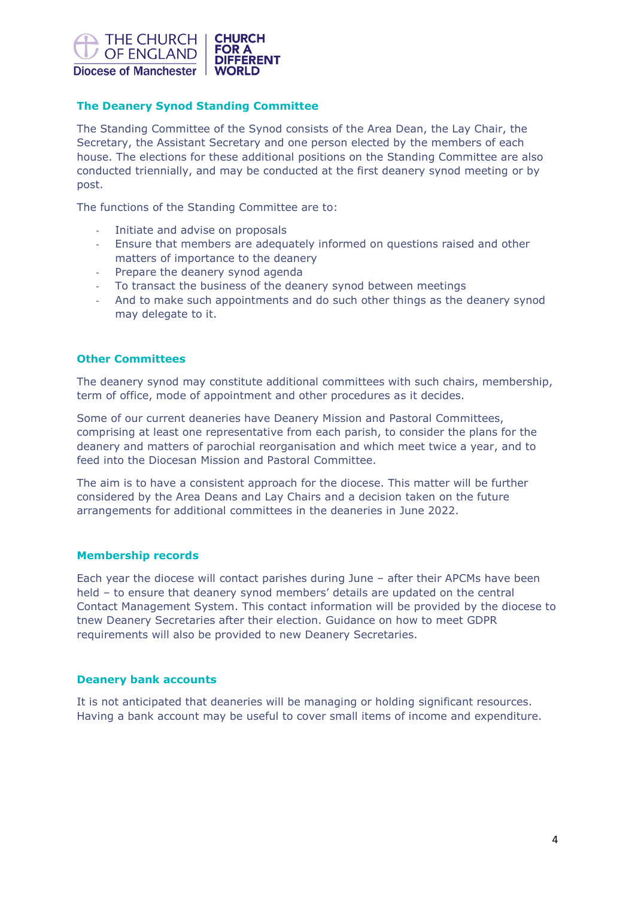## The Deanery Synod Standing Committee

The Standing Committee of the Synod consists of the Area Dean, the Lay Chair, the Secretary, the Assistant Secretary and one person elected by the members of each house. The elections for these additional positions on the Standing Committee are also conducted triennially, and may be conducted at the first deanery synod meeting or by post.

The functions of the Standing Committee are to:

- Initiate and advise on proposals
- Ensure that members are adequately informed on questions raised and other matters of importance to the deanery
- Prepare the deanery synod agenda
- To transact the business of the deanery synod between meetings
- And to make such appointments and do such other things as the deanery synod may delegate to it.

## Other Committees

The deanery synod may constitute additional committees with such chairs, membership, term of office, mode of appointment and other procedures as it decides.

Some of our current deaneries have Deanery Mission and Pastoral Committees, comprising at least one representative from each parish, to consider the plans for the deanery and matters of parochial reorganisation and which meet twice a year, and to feed into the Diocesan Mission and Pastoral Committee.

The aim is to have a consistent approach for the diocese. This matter will be further considered by the Area Deans and Lay Chairs and a decision taken on the future arrangements for additional committees in the deaneries in June 2022.

## Membership records

Each year the diocese will contact parishes during June – after their APCMs have been held – to ensure that deanery synod members' details are updated on the central Contact Management System. This contact information will be provided by the diocese to tnew Deanery Secretaries after their election. Guidance on how to meet GDPR requirements will also be provided to new Deanery Secretaries.

## Deanery bank accounts

It is not anticipated that deaneries will be managing or holding significant resources. Having a bank account may be useful to cover small items of income and expenditure.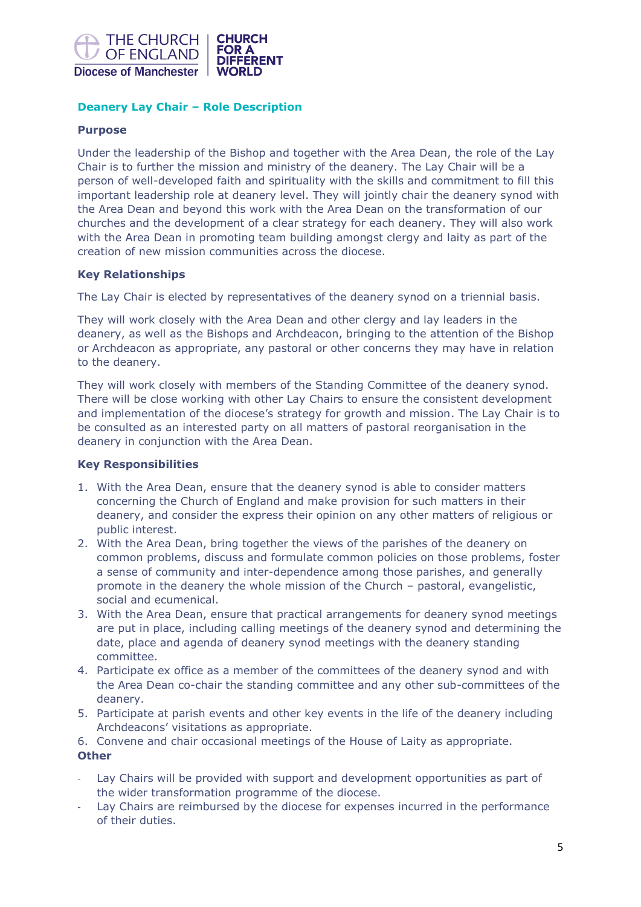## Deanery Lay Chair – Role Description

### Purpose

Under the leadership of the Bishop and together with the Area Dean, the role of the Lay Chair is to further the mission and ministry of the deanery. The Lay Chair will be a person of well-developed faith and spirituality with the skills and commitment to fill this important leadership role at deanery level. They will jointly chair the deanery synod with the Area Dean and beyond this work with the Area Dean on the transformation of our churches and the development of a clear strategy for each deanery. They will also work with the Area Dean in promoting team building amongst clergy and laity as part of the creation of new mission communities across the diocese.

### Key Relationships

The Lay Chair is elected by representatives of the deanery synod on a triennial basis.

They will work closely with the Area Dean and other clergy and lay leaders in the deanery, as well as the Bishops and Archdeacon, bringing to the attention of the Bishop or Archdeacon as appropriate, any pastoral or other concerns they may have in relation to the deanery.

They will work closely with members of the Standing Committee of the deanery synod. There will be close working with other Lay Chairs to ensure the consistent development and implementation of the diocese's strategy for growth and mission. The Lay Chair is to be consulted as an interested party on all matters of pastoral reorganisation in the deanery in conjunction with the Area Dean.

### Key Responsibilities

1. With the Area Dean, ensure that the deanery synod is able to consider matters concerning the Church of England and make provision for such matters in their deanery, and consider the express their opinion on any other matters of religious or public interest.
2. With the Area Dean, bring together the views of the parishes of the deanery on common problems, discuss and formulate common policies on those problems, foster a sense of community and inter-dependence among those parishes, and generally promote in the deanery the whole mission of the Church – pastoral, evangelistic, social and ecumenical.
3. With the Area Dean, ensure that practical arrangements for deanery synod meetings are put in place, including calling meetings of the deanery synod and determining the date, place and agenda of deanery synod meetings with the deanery standing committee.
4. Participate ex office as a member of the committees of the deanery synod and with the Area Dean co-chair the standing committee and any other sub-committees of the deanery.
5. Participate at parish events and other key events in the life of the deanery including Archdeacons' visitations as appropriate.
6. Convene and chair occasional meetings of the House of Laity as appropriate.

### Other

- Lay Chairs will be provided with support and development opportunities as part of the wider transformation programme of the diocese.
- Lay Chairs are reimbursed by the diocese for expenses incurred in the performance of their duties.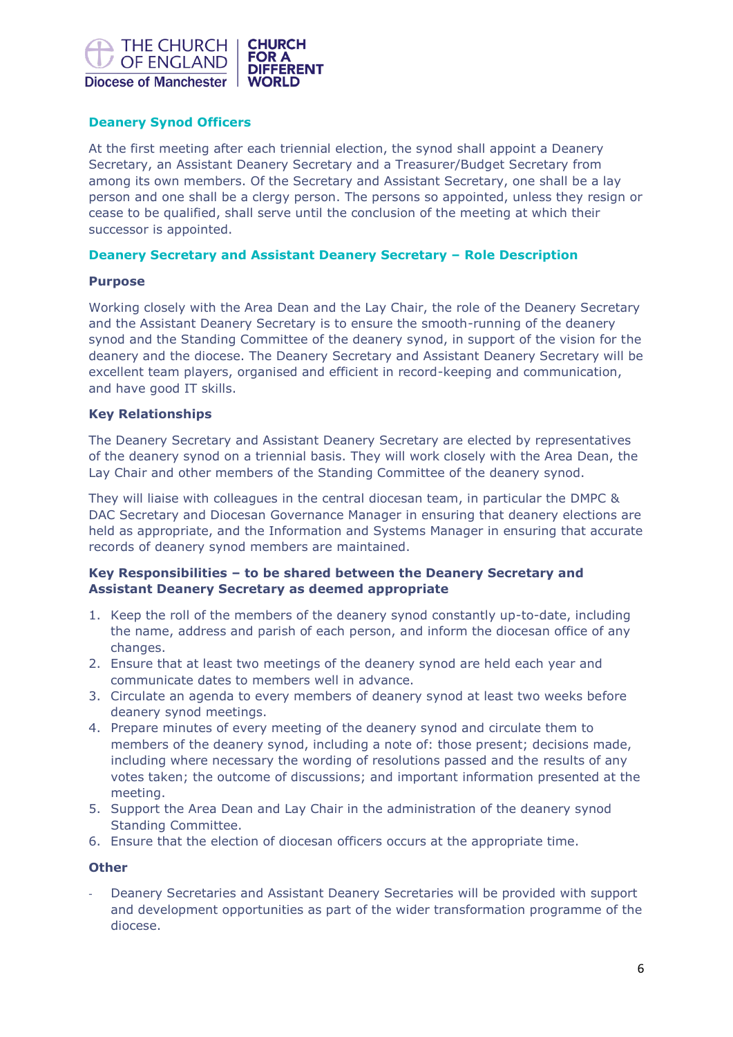## Deanery Synod Officers

At the first meeting after each triennial election, the synod shall appoint a Deanery Secretary, an Assistant Deanery Secretary and a Treasurer/Budget Secretary from among its own members. Of the Secretary and Assistant Secretary, one shall be a lay person and one shall be a clergy person. The persons so appointed, unless they resign or cease to be qualified, shall serve until the conclusion of the meeting at which their successor is appointed.

## Deanery Secretary and Assistant Deanery Secretary – Role Description

### Purpose

Working closely with the Area Dean and the Lay Chair, the role of the Deanery Secretary and the Assistant Deanery Secretary is to ensure the smooth-running of the deanery synod and the Standing Committee of the deanery synod, in support of the vision for the deanery and the diocese. The Deanery Secretary and Assistant Deanery Secretary will be excellent team players, organised and efficient in record-keeping and communication, and have good IT skills.

### Key Relationships

The Deanery Secretary and Assistant Deanery Secretary are elected by representatives of the deanery synod on a triennial basis. They will work closely with the Area Dean, the Lay Chair and other members of the Standing Committee of the deanery synod.

They will liaise with colleagues in the central diocesan team, in particular the DMPC & DAC Secretary and Diocesan Governance Manager in ensuring that deanery elections are held as appropriate, and the Information and Systems Manager in ensuring that accurate records of deanery synod members are maintained.

### Key Responsibilities – to be shared between the Deanery Secretary and Assistant Deanery Secretary as deemed appropriate

1. Keep the roll of the members of the deanery synod constantly up-to-date, including the name, address and parish of each person, and inform the diocesan office of any changes.
2. Ensure that at least two meetings of the deanery synod are held each year and communicate dates to members well in advance.
3. Circulate an agenda to every members of deanery synod at least two weeks before deanery synod meetings.
4. Prepare minutes of every meeting of the deanery synod and circulate them to members of the deanery synod, including a note of: those present; decisions made, including where necessary the wording of resolutions passed and the results of any votes taken; the outcome of discussions; and important information presented at the meeting.
5. Support the Area Dean and Lay Chair in the administration of the deanery synod Standing Committee.
6. Ensure that the election of diocesan officers occurs at the appropriate time.

### Other

- Deanery Secretaries and Assistant Deanery Secretaries will be provided with support and development opportunities as part of the wider transformation programme of the diocese.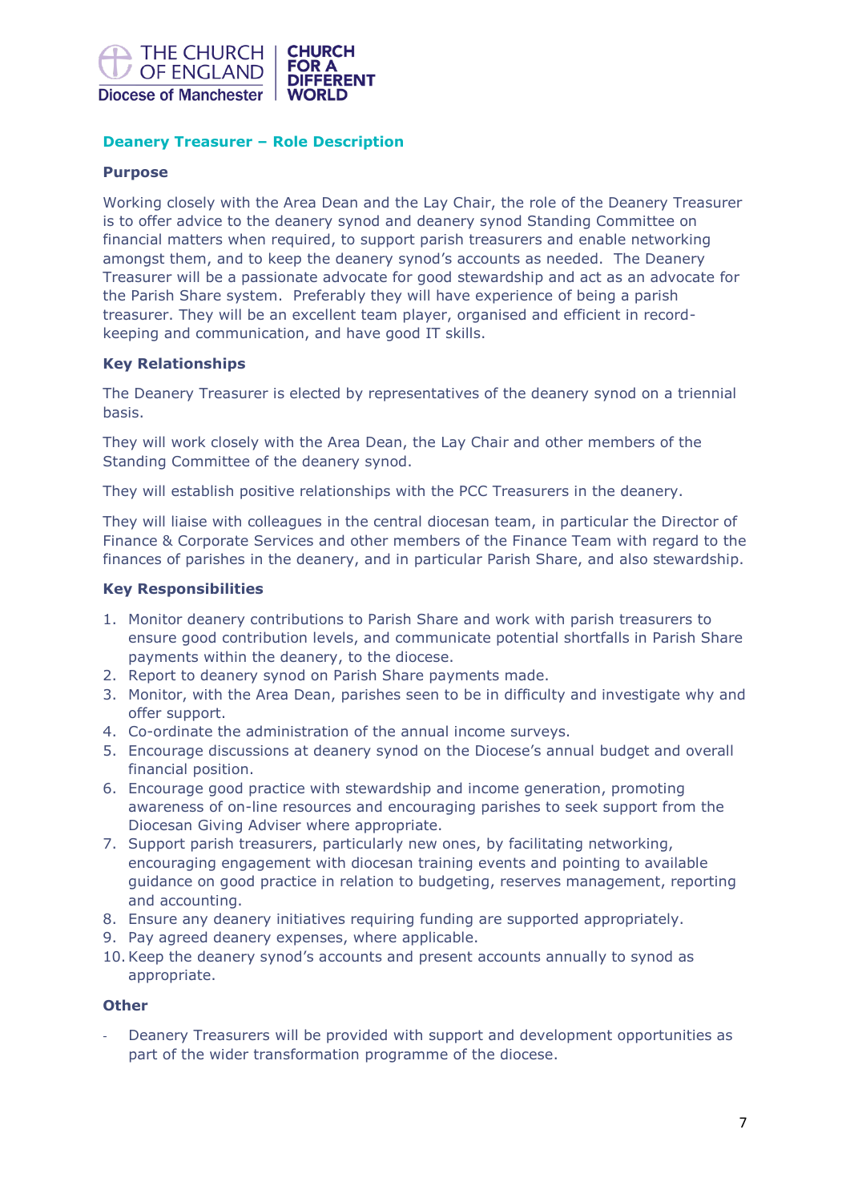## Deanery Treasurer – Role Description

### Purpose

Working closely with the Area Dean and the Lay Chair, the role of the Deanery Treasurer is to offer advice to the deanery synod and deanery synod Standing Committee on financial matters when required, to support parish treasurers and enable networking amongst them, and to keep the deanery synod's accounts as needed. The Deanery Treasurer will be a passionate advocate for good stewardship and act as an advocate for the Parish Share system. Preferably they will have experience of being a parish treasurer. They will be an excellent team player, organised and efficient in record-keeping and communication, and have good IT skills.

### Key Relationships

The Deanery Treasurer is elected by representatives of the deanery synod on a triennial basis.

They will work closely with the Area Dean, the Lay Chair and other members of the Standing Committee of the deanery synod.

They will establish positive relationships with the PCC Treasurers in the deanery.

They will liaise with colleagues in the central diocesan team, in particular the Director of Finance & Corporate Services and other members of the Finance Team with regard to the finances of parishes in the deanery, and in particular Parish Share, and also stewardship.

### Key Responsibilities

1. Monitor deanery contributions to Parish Share and work with parish treasurers to ensure good contribution levels, and communicate potential shortfalls in Parish Share payments within the deanery, to the diocese.
2. Report to deanery synod on Parish Share payments made.
3. Monitor, with the Area Dean, parishes seen to be in difficulty and investigate why and offer support.
4. Co-ordinate the administration of the annual income surveys.
5. Encourage discussions at deanery synod on the Diocese's annual budget and overall financial position.
6. Encourage good practice with stewardship and income generation, promoting awareness of on-line resources and encouraging parishes to seek support from the Diocesan Giving Adviser where appropriate.
7. Support parish treasurers, particularly new ones, by facilitating networking, encouraging engagement with diocesan training events and pointing to available guidance on good practice in relation to budgeting, reserves management, reporting and accounting.
8. Ensure any deanery initiatives requiring funding are supported appropriately.
9. Pay agreed deanery expenses, where applicable.
10. Keep the deanery synod's accounts and present accounts annually to synod as appropriate.

### Other

- Deanery Treasurers will be provided with support and development opportunities as part of the wider transformation programme of the diocese.